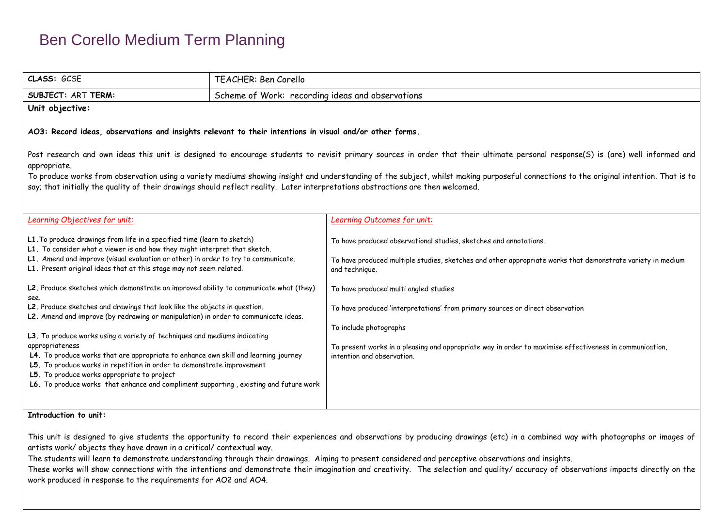# Ben Corello Medium Term Planning

| **CLASS:** GCSE | TEACHER: Ben Corello |
|---|---|
| **SUBJECT:** ART **TERM:** | Scheme of Work: recording ideas and observations |

**Unit objective:**

**AO3: Record ideas, observations and insights relevant to their intentions in visual and/or other forms.**

Post research and own ideas this unit is designed to encourage students to revisit primary sources in order that their ultimate personal response(S) is (are) well informed and appropriate.
To produce works from observation using a variety mediums showing insight and understanding of the subject, whilst making purposeful connections to the original intention. That is to say; that initially the quality of their drawings should reflect reality. Later interpretations abstractions are then welcomed.

| *Learning Objectives for unit:* | *Learning Outcomes for unit:* |
|---|---|
| **L1.** To produce drawings from life in a specified time (learn to sketch)<br>**L1.** To consider what a viewer is and how they might interpret that sketch.<br>**L1.** Amend and improve (visual evaluation or other) in order to try to communicate.<br>**L1.** Present original ideas that at this stage may not seem related.<br><br>**L2.** Produce sketches which demonstrate an improved ability to communicate what (they) see.<br>**L2.** Produce sketches and drawings that look like the objects in question.<br>**L2.** Amend and improve (by redrawing or manipulation) in order to communicate ideas.<br><br>**L3.** To produce works using a variety of techniques and mediums indicating appropriateness<br>**L4.** To produce works that are appropriate to enhance own skill and learning journey<br>**L5.** To produce works in repetition in order to demonstrate improvement<br>**L5.** To produce works appropriate to project<br>**L6.** To produce works that enhance and compliment supporting , existing and future work | To have produced observational studies, sketches and annotations.<br><br>To have produced multiple studies, sketches and other appropriate works that demonstrate variety in medium and technique.<br><br>To have produced multi angled studies<br><br>To have produced 'interpretations' from primary sources or direct observation<br><br>To include photographs<br><br>To present works in a pleasing and appropriate way in order to maximise effectiveness in communication, intention and observation. |

**Introduction to unit:**

This unit is designed to give students the opportunity to record their experiences and observations by producing drawings (etc) in a combined way with photographs or images of artists work/ objects they have drawn in a critical/ contextual way.
The students will learn to demonstrate understanding through their drawings. Aiming to present considered and perceptive observations and insights.
These works will show connections with the intentions and demonstrate their imagination and creativity. The selection and quality/ accuracy of observations impacts directly on the work produced in response to the requirements for AO2 and AO4.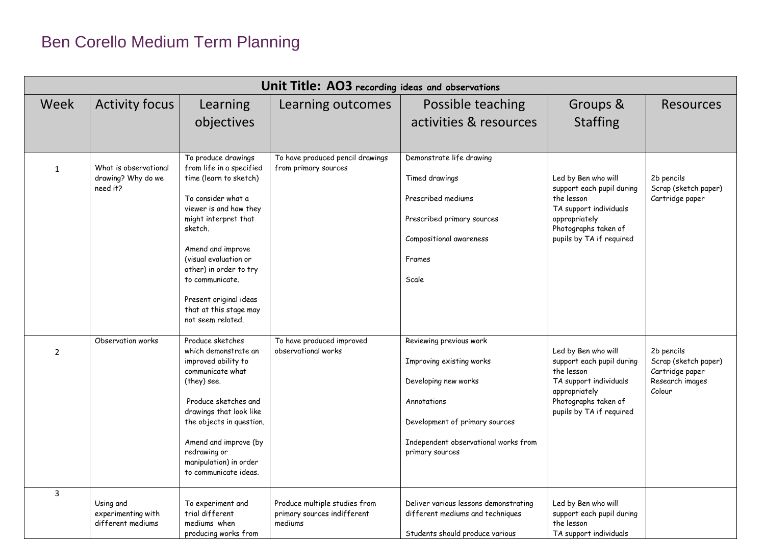# Ben Corello Medium Term Planning

| **Unit Title: AO3 recording ideas and observations** | | | | | | |
|---|---|---|---|---|---|---|
| Week | Activity focus | Learning objectives | Learning outcomes | Possible teaching activities & resources | Groups & Staffing | Resources |
| 1 | What is observational drawing? Why do we need it? | To produce drawings from life in a specified time (learn to sketch)<br><br>To consider what a viewer is and how they might interpret that sketch.<br><br>Amend and improve (visual evaluation or other) in order to try to communicate.<br><br>Present original ideas that at this stage may not seem related. | To have produced pencil drawings from primary sources | Demonstrate life drawing<br><br>Timed drawings<br><br>Prescribed mediums<br><br>Prescribed primary sources<br><br>Compositional awareness<br><br>Frames<br><br>Scale | Led by Ben who will support each pupil during the lesson<br>TA support individuals appropriately<br>Photographs taken of pupils by TA if required | 2b pencils<br>Scrap (sketch paper)<br>Cartridge paper |
| 2 | Observation works | Produce sketches which demonstrate an improved ability to communicate what (they) see.<br><br>Produce sketches and drawings that look like the objects in question.<br><br>Amend and improve (by redrawing or manipulation) in order to communicate ideas. | To have produced improved observational works | Reviewing previous work<br><br>Improving existing works<br><br>Developing new works<br><br>Annotations<br><br>Development of primary sources<br><br>Independent observational works from primary sources | Led by Ben who will support each pupil during the lesson<br>TA support individuals appropriately<br>Photographs taken of pupils by TA if required | 2b pencils<br>Scrap (sketch paper)<br>Cartridge paper<br>Research images<br>Colour |
| 3 | Using and experimenting with different mediums | To experiment and trial different mediums when producing works from | Produce multiple studies from primary sources indifferent mediums | Deliver various lessons demonstrating different mediums and techniques<br><br>Students should produce various | Led by Ben who will support each pupil during the lesson<br>TA support individuals | |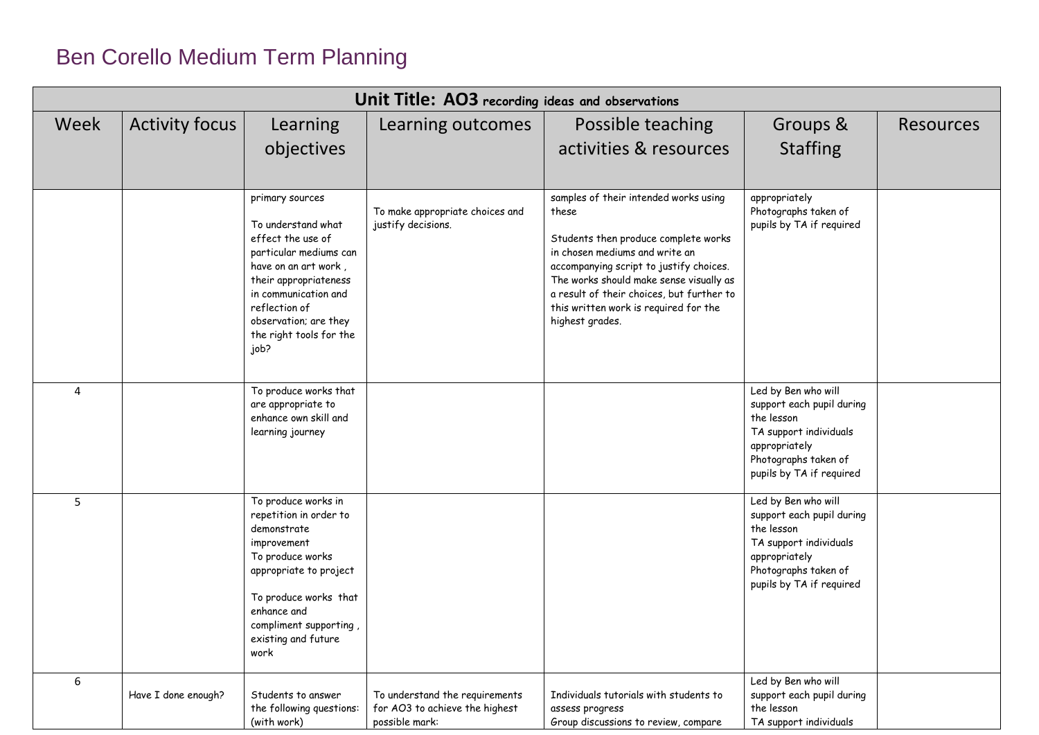# Ben Corello Medium Term Planning

| Unit Title: AO3 recording ideas and observations | | | | | | |
|---|---|---|---|---|---|---|
| Week | Activity focus | Learning objectives | Learning outcomes | Possible teaching activities & resources | Groups & Staffing | Resources |
| | | primary sources<br><br>To understand what effect the use of particular mediums can have on an art work , their appropriateness in communication and reflection of observation; are they the right tools for the job? | To make appropriate choices and justify decisions. | samples of their intended works using these<br><br>Students then produce complete works in chosen mediums and write an accompanying script to justify choices. The works should make sense visually as a result of their choices, but further to this written work is required for the highest grades. | appropriately<br>Photographs taken of pupils by TA if required | |
| 4 | | To produce works that are appropriate to enhance own skill and learning journey | | | Led by Ben who will support each pupil during the lesson<br>TA support individuals appropriately<br>Photographs taken of pupils by TA if required | |
| 5 | | To produce works in repetition in order to demonstrate improvement<br>To produce works appropriate to project<br><br>To produce works that enhance and compliment supporting , existing and future work | | | Led by Ben who will support each pupil during the lesson<br>TA support individuals appropriately<br>Photographs taken of pupils by TA if required | |
| 6 | Have I done enough? | Students to answer the following questions: (with work) | To understand the requirements for AO3 to achieve the highest possible mark: | Individuals tutorials with students to assess progress<br>Group discussions to review, compare | Led by Ben who will support each pupil during the lesson<br>TA support individuals | |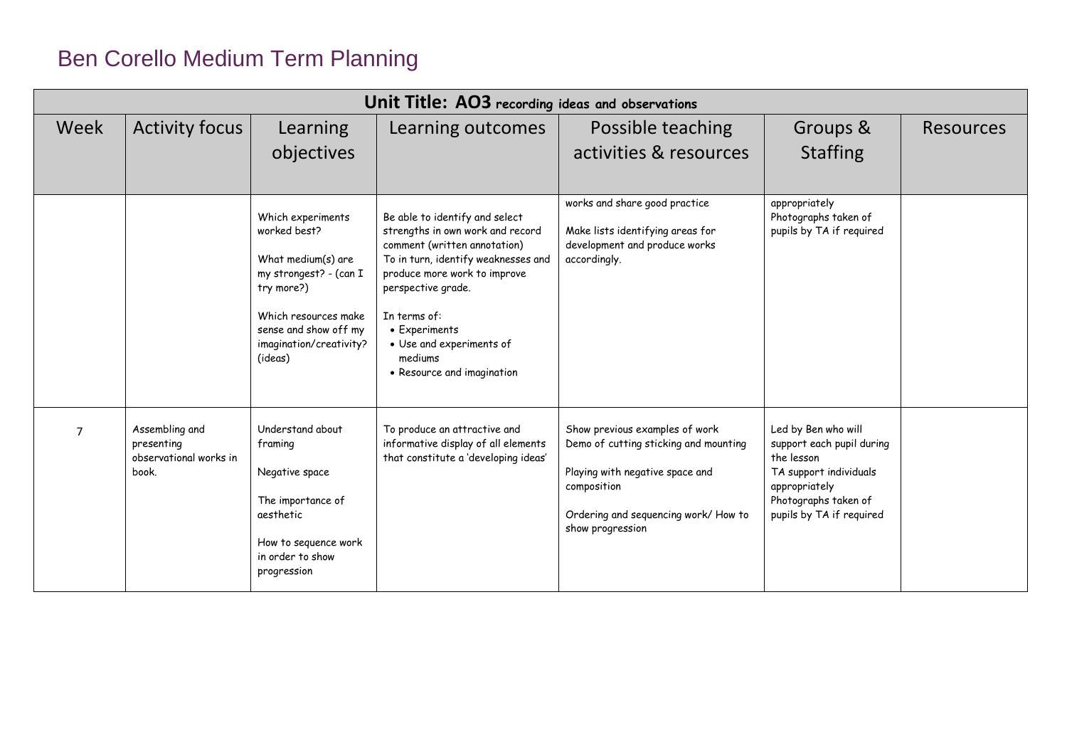# Ben Corello Medium Term Planning

| Unit Title: AO3 recording ideas and observations | | | | | | |
|---|---|---|---|---|---|---|
| Week | Activity focus | Learning objectives | Learning outcomes | Possible teaching activities & resources | Groups & Staffing | Resources |
| | | Which experiments worked best?<br><br>What medium(s) are my strongest? - (can I try more?)<br><br>Which resources make sense and show off my imagination/creativity? (ideas) | Be able to identify and select strengths in own work and record comment (written annotation)<br>To in turn, identify weaknesses and produce more work to improve perspective grade.<br><br>In terms of:<br>• Experiments<br>• Use and experiments of mediums<br>• Resource and imagination | works and share good practice<br><br>Make lists identifying areas for development and produce works accordingly. | appropriately<br>Photographs taken of pupils by TA if required | |
| 7 | Assembling and presenting observational works in book. | Understand about framing<br><br>Negative space<br><br>The importance of aesthetic<br><br>How to sequence work in order to show progression | To produce an attractive and informative display of all elements that constitute a 'developing ideas' | Show previous examples of work<br>Demo of cutting sticking and mounting<br><br>Playing with negative space and composition<br><br>Ordering and sequencing work/ How to show progression | Led by Ben who will support each pupil during the lesson<br>TA support individuals appropriately<br>Photographs taken of pupils by TA if required | |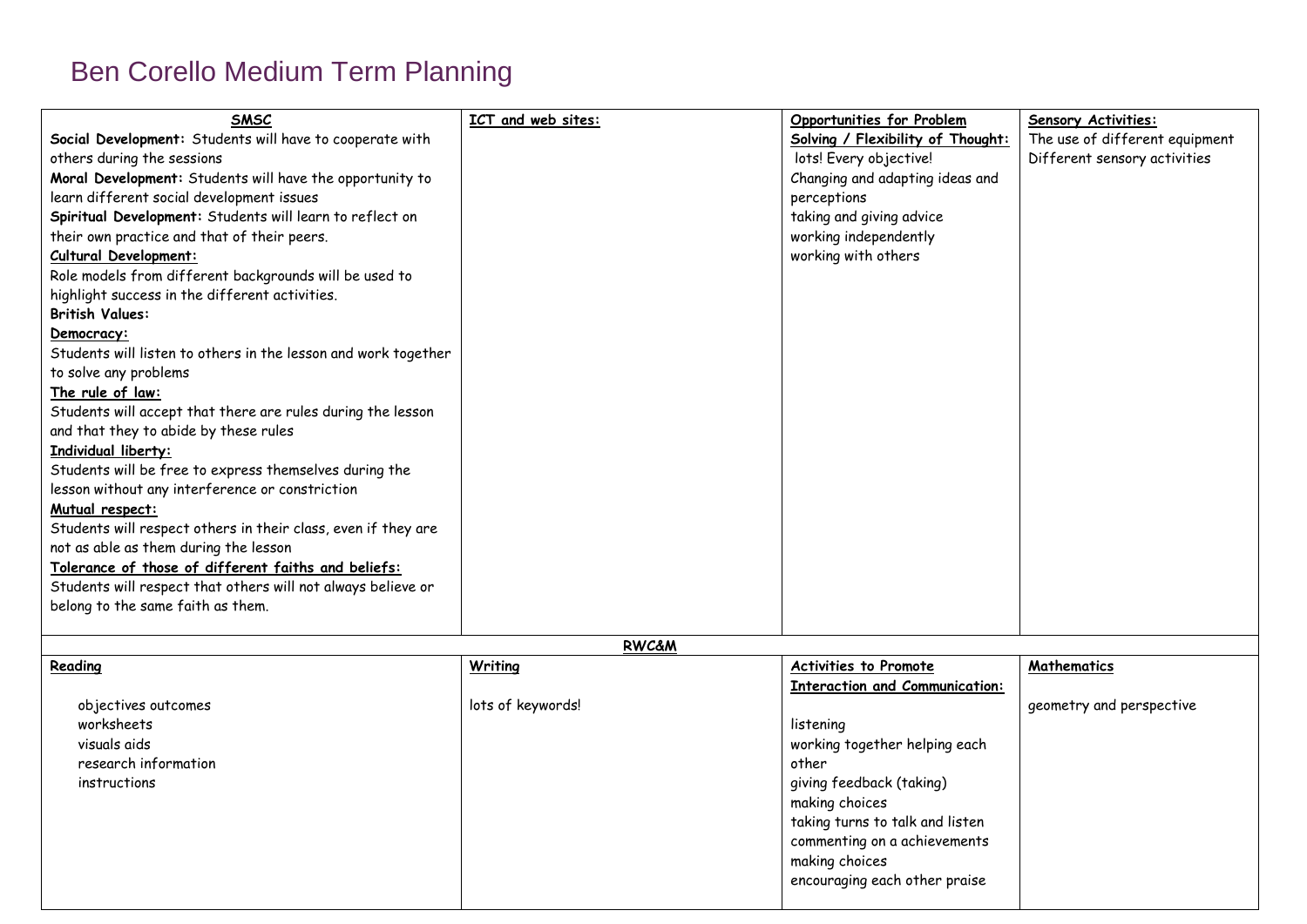# Ben Corello Medium Term Planning

| **SMSC** | **ICT and web sites:** | **Opportunities for Problem Solving / Flexibility of Thought:** | **Sensory Activities:** |
|---|---|---|---|
| **Social Development:** Students will have to cooperate with others during the sessions<br>**Moral Development:** Students will have the opportunity to learn different social development issues<br>**Spiritual Development:** Students will learn to reflect on their own practice and that of their peers.<br>**Cultural Development:**<br>Role models from different backgrounds will be used to highlight success in the different activities.<br>**British Values:**<br>**Democracy:**<br>Students will listen to others in the lesson and work together to solve any problems<br>**The rule of law:**<br>Students will accept that there are rules during the lesson and that they to abide by these rules<br>**Individual liberty:**<br>Students will be free to express themselves during the lesson without any interference or constriction<br>**Mutual respect:**<br>Students will respect others in their class, even if they are not as able as them during the lesson<br>**Tolerance of those of different faiths and beliefs:**<br>Students will respect that others will not always believe or belong to the same faith as them. | | lots! Every objective!<br>Changing and adapting ideas and perceptions<br>taking and giving advice<br>working independently<br>working with others | The use of different equipment<br>Different sensory activities |
| **RWC&M** | | | |
| **Reading** | **Writing** | **Activities to Promote Interaction and Communication:** | **Mathematics** |
| objectives outcomes<br>worksheets<br>visuals aids<br>research information<br>instructions | lots of keywords! | listening<br>working together helping each other<br>giving feedback (taking)<br>making choices<br>taking turns to talk and listen<br>commenting on a achievements<br>making choices<br>encouraging each other praise | geometry and perspective |